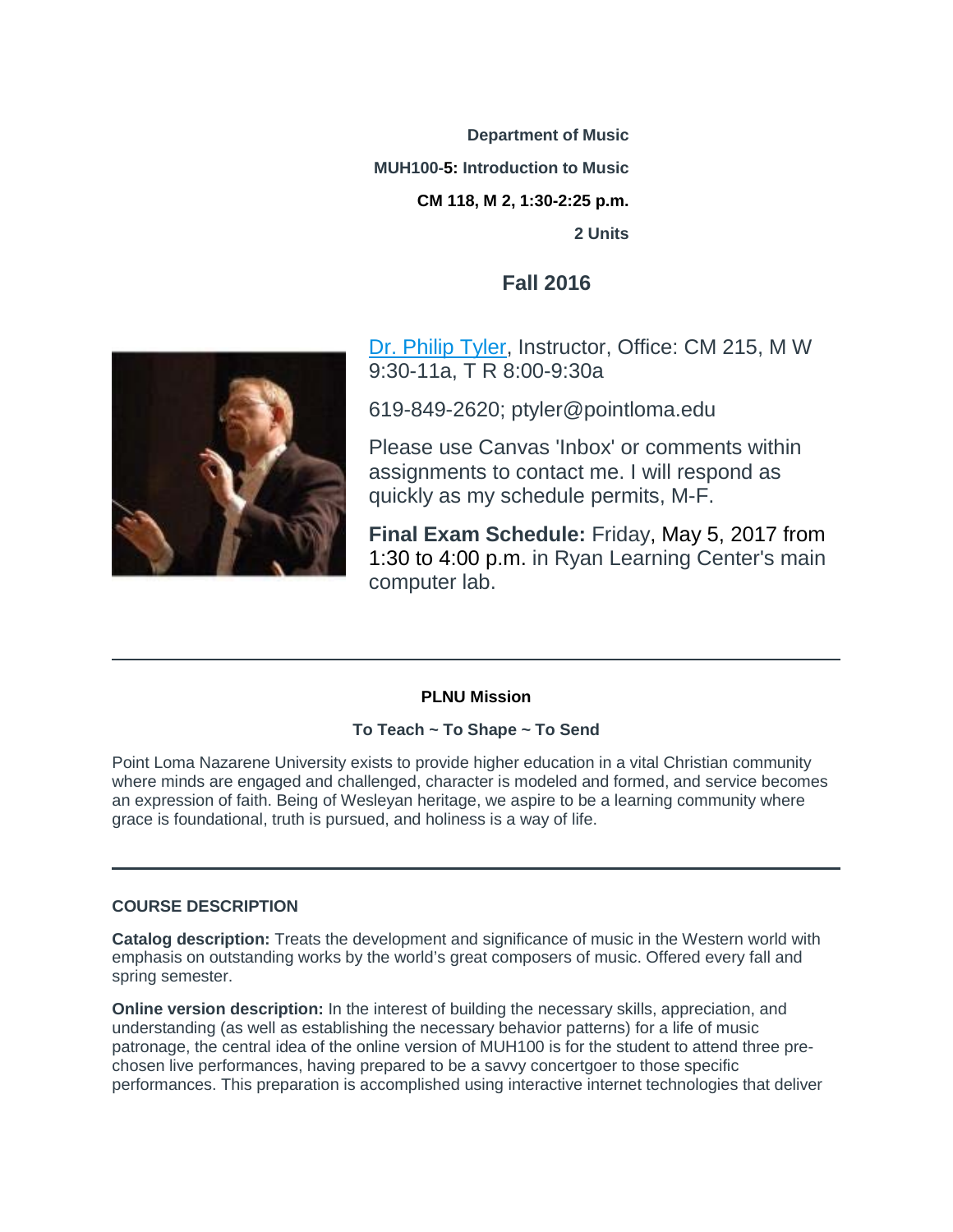**Department of Music**

**MUH100-5: Introduction to Music**

**CM 118, M 2, 1:30-2:25 p.m.**

**2 Units**

## Fall 2016

Dr. Philip Tyler, Instructor, Office: CM 215, M W 9:30-11a, T R 8:00-9:30a

619-849-2620; ptyler@pointloma.edu

Please use Canvas 'Inbox' or comments within assignments to contact me. I will respond as quickly as my schedule permits, M-F.

**Final Exam Schedule:** Friday, May 5, 2017 from 1:30 to 4:00 p.m. in Ryan Learning Center's main computer lab.

---

**PLNU Mission**

**To Teach ~ To Shape ~ To Send**

Point Loma Nazarene University exists to provide higher education in a vital Christian community where minds are engaged and challenged, character is modeled and formed, and service becomes an expression of faith. Being of Wesleyan heritage, we aspire to be a learning community where grace is foundational, truth is pursued, and holiness is a way of life.

---

**COURSE DESCRIPTION**

**Catalog description:** Treats the development and significance of music in the Western world with emphasis on outstanding works by the world's great composers of music. Offered every fall and spring semester.

**Online version description:** In the interest of building the necessary skills, appreciation, and understanding (as well as establishing the necessary behavior patterns) for a life of music patronage, the central idea of the online version of MUH100 is for the student to attend three pre-chosen live performances, having prepared to be a savvy concertgoer to those specific performances. This preparation is accomplished using interactive internet technologies that deliver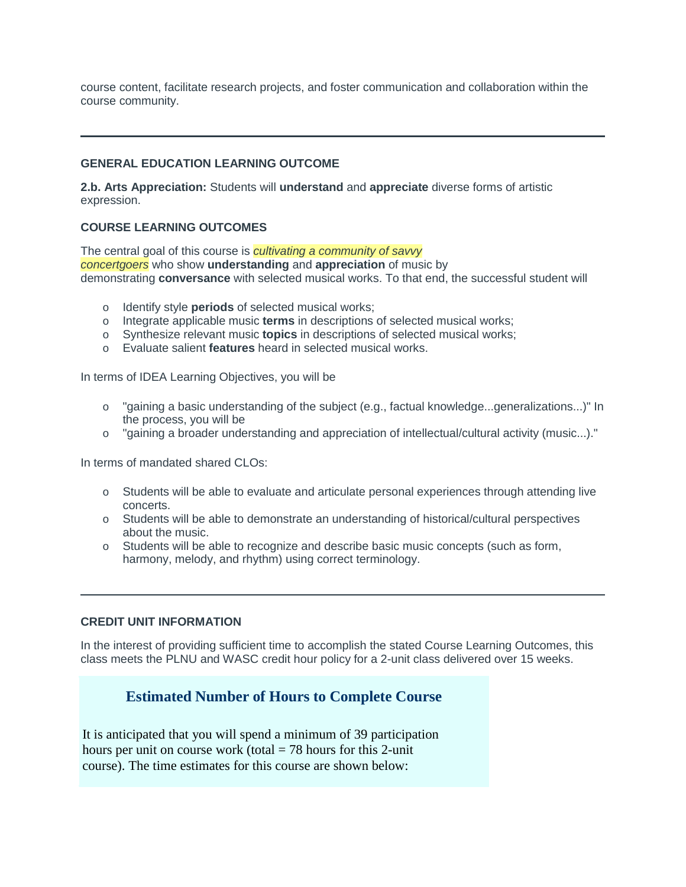course content, facilitate research projects, and foster communication and collaboration within the course community.

---

### GENERAL EDUCATION LEARNING OUTCOME

**2.b. Arts Appreciation:** Students will **understand** and **appreciate** diverse forms of artistic expression.

### COURSE LEARNING OUTCOMES

The central goal of this course is *cultivating a community of savvy concertgoers* who show **understanding** and **appreciation** of music by demonstrating **conversance** with selected musical works. To that end, the successful student will

- Identify style **periods** of selected musical works;
- Integrate applicable music **terms** in descriptions of selected musical works;
- Synthesize relevant music **topics** in descriptions of selected musical works;
- Evaluate salient **features** heard in selected musical works.

In terms of IDEA Learning Objectives, you will be

- "gaining a basic understanding of the subject (e.g., factual knowledge...generalizations...)" In the process, you will be
- "gaining a broader understanding and appreciation of intellectual/cultural activity (music...)."

In terms of mandated shared CLOs:

- Students will be able to evaluate and articulate personal experiences through attending live concerts.
- Students will be able to demonstrate an understanding of historical/cultural perspectives about the music.
- Students will be able to recognize and describe basic music concepts (such as form, harmony, melody, and rhythm) using correct terminology.

---

### CREDIT UNIT INFORMATION

In the interest of providing sufficient time to accomplish the stated Course Learning Outcomes, this class meets the PLNU and WASC credit hour policy for a 2-unit class delivered over 15 weeks.

#### Estimated Number of Hours to Complete Course

It is anticipated that you will spend a minimum of 39 participation hours per unit on course work (total = 78 hours for this 2-unit course). The time estimates for this course are shown below: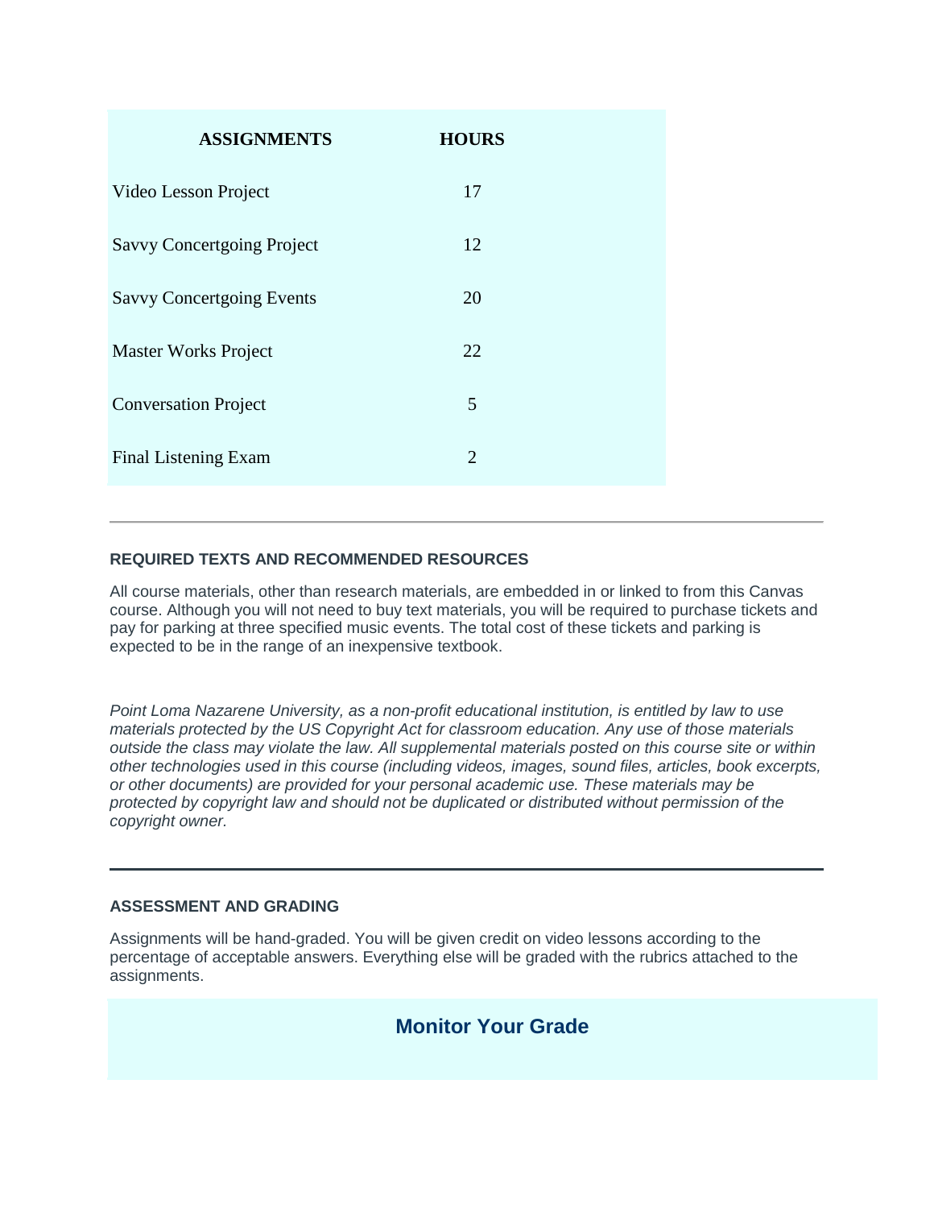| ASSIGNMENTS | HOURS |
|---|---|
| Video Lesson Project | 17 |
| Savvy Concertgoing Project | 12 |
| Savvy Concertgoing Events | 20 |
| Master Works Project | 22 |
| Conversation Project | 5 |
| Final Listening Exam | 2 |

---

### REQUIRED TEXTS AND RECOMMENDED RESOURCES

All course materials, other than research materials, are embedded in or linked to from this Canvas course. Although you will not need to buy text materials, you will be required to purchase tickets and pay for parking at three specified music events. The total cost of these tickets and parking is expected to be in the range of an inexpensive textbook.

*Point Loma Nazarene University, as a non-profit educational institution, is entitled by law to use materials protected by the US Copyright Act for classroom education. Any use of those materials outside the class may violate the law. All supplemental materials posted on this course site or within other technologies used in this course (including videos, images, sound files, articles, book excerpts, or other documents) are provided for your personal academic use. These materials may be protected by copyright law and should not be duplicated or distributed without permission of the copyright owner.*

---

### ASSESSMENT AND GRADING

Assignments will be hand-graded. You will be given credit on video lessons according to the percentage of acceptable answers. Everything else will be graded with the rubrics attached to the assignments.

## Monitor Your Grade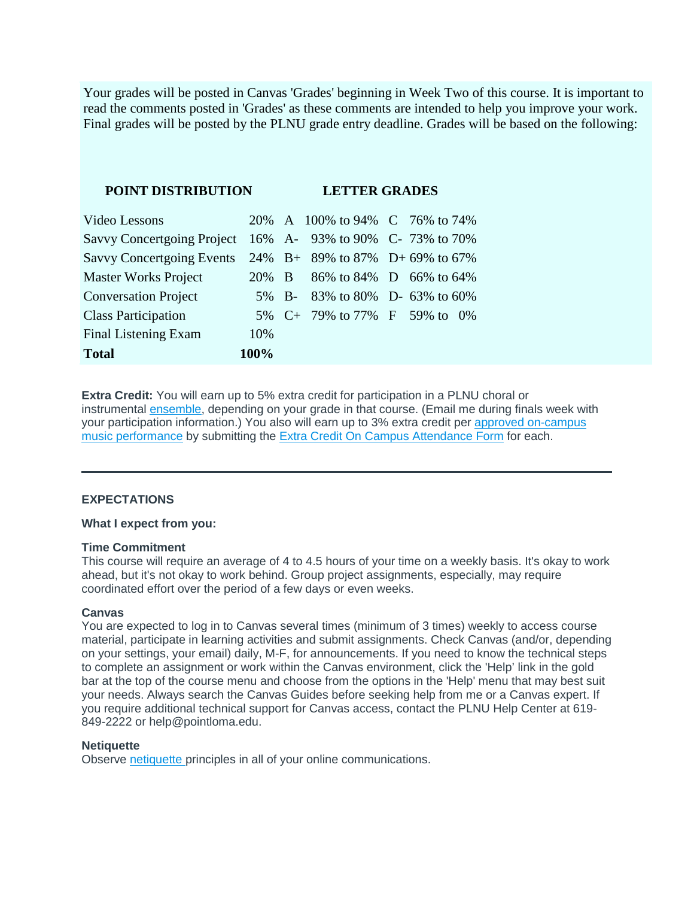Your grades will be posted in Canvas 'Grades' beginning in Week Two of this course. It is important to read the comments posted in 'Grades' as these comments are intended to help you improve your work. Final grades will be posted by the PLNU grade entry deadline. Grades will be based on the following:

| **POINT DISTRIBUTION** | | **LETTER GRADES** | | | |
|---|---|---|---|---|---|
| Video Lessons | 20% | A | 100% to 94% | C | 76% to 74% |
| Savvy Concertgoing Project | 16% | A- | 93% to 90% | C- | 73% to 70% |
| Savvy Concertgoing Events | 24% | B+ | 89% to 87% | D+ | 69% to 67% |
| Master Works Project | 20% | B | 86% to 84% | D | 66% to 64% |
| Conversation Project | 5% | B- | 83% to 80% | D- | 63% to 60% |
| Class Participation | 5% | C+ | 79% to 77% | F | 59% to 0% |
| Final Listening Exam | 10% | | | | |
| **Total** | **100%** | | | | |

**Extra Credit:** You will earn up to 5% extra credit for participation in a PLNU choral or instrumental ensemble, depending on your grade in that course. (Email me during finals week with your participation information.) You also will earn up to 3% extra credit per approved on-campus music performance by submitting the Extra Credit On Campus Attendance Form for each.

---

**EXPECTATIONS**

**What I expect from you:**

**Time Commitment**
This course will require an average of 4 to 4.5 hours of your time on a weekly basis. It's okay to work ahead, but it's not okay to work behind. Group project assignments, especially, may require coordinated effort over the period of a few days or even weeks.

**Canvas**
You are expected to log in to Canvas several times (minimum of 3 times) weekly to access course material, participate in learning activities and submit assignments. Check Canvas (and/or, depending on your settings, your email) daily, M-F, for announcements. If you need to know the technical steps to complete an assignment or work within the Canvas environment, click the 'Help' link in the gold bar at the top of the course menu and choose from the options in the 'Help' menu that may best suit your needs. Always search the Canvas Guides before seeking help from me or a Canvas expert. If you require additional technical support for Canvas access, contact the PLNU Help Center at 619-849-2222 or help@pointloma.edu.

**Netiquette**
Observe netiquette principles in all of your online communications.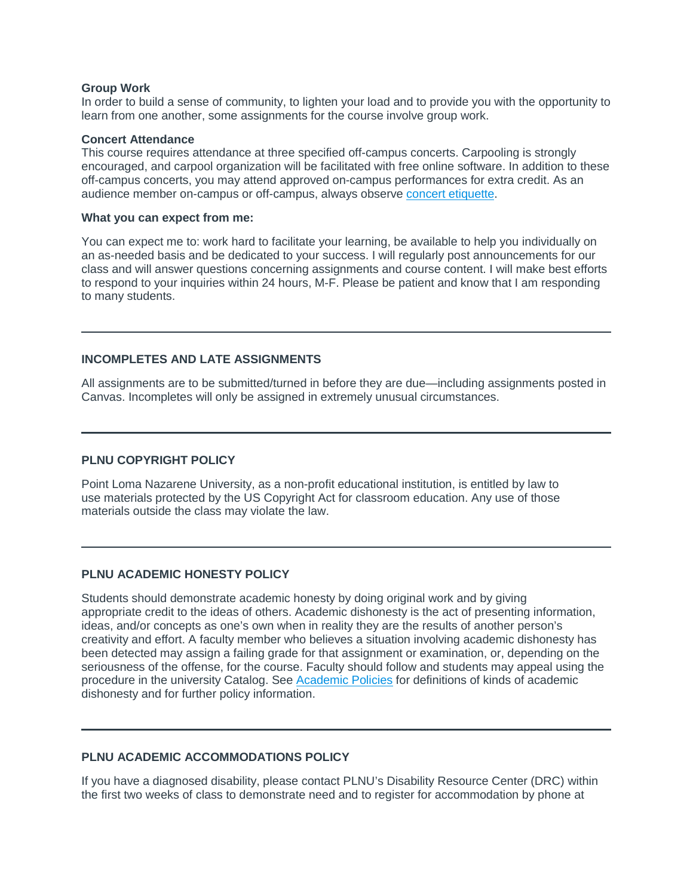**Group Work**
In order to build a sense of community, to lighten your load and to provide you with the opportunity to learn from one another, some assignments for the course involve group work.

**Concert Attendance**
This course requires attendance at three specified off-campus concerts. Carpooling is strongly encouraged, and carpool organization will be facilitated with free online software. In addition to these off-campus concerts, you may attend approved on-campus performances for extra credit. As an audience member on-campus or off-campus, always observe concert etiquette.

**What you can expect from me:**

You can expect me to: work hard to facilitate your learning, be available to help you individually on an as-needed basis and be dedicated to your success. I will regularly post announcements for our class and will answer questions concerning assignments and course content. I will make best efforts to respond to your inquiries within 24 hours, M-F. Please be patient and know that I am responding to many students.

---

### INCOMPLETES AND LATE ASSIGNMENTS

All assignments are to be submitted/turned in before they are due—including assignments posted in Canvas. Incompletes will only be assigned in extremely unusual circumstances.

---

### PLNU COPYRIGHT POLICY

Point Loma Nazarene University, as a non-profit educational institution, is entitled by law to use materials protected by the US Copyright Act for classroom education. Any use of those materials outside the class may violate the law.

---

### PLNU ACADEMIC HONESTY POLICY

Students should demonstrate academic honesty by doing original work and by giving appropriate credit to the ideas of others. Academic dishonesty is the act of presenting information, ideas, and/or concepts as one's own when in reality they are the results of another person's creativity and effort. A faculty member who believes a situation involving academic dishonesty has been detected may assign a failing grade for that assignment or examination, or, depending on the seriousness of the offense, for the course. Faculty should follow and students may appeal using the procedure in the university Catalog. See Academic Policies for definitions of kinds of academic dishonesty and for further policy information.

---

### PLNU ACADEMIC ACCOMMODATIONS POLICY

If you have a diagnosed disability, please contact PLNU's Disability Resource Center (DRC) within the first two weeks of class to demonstrate need and to register for accommodation by phone at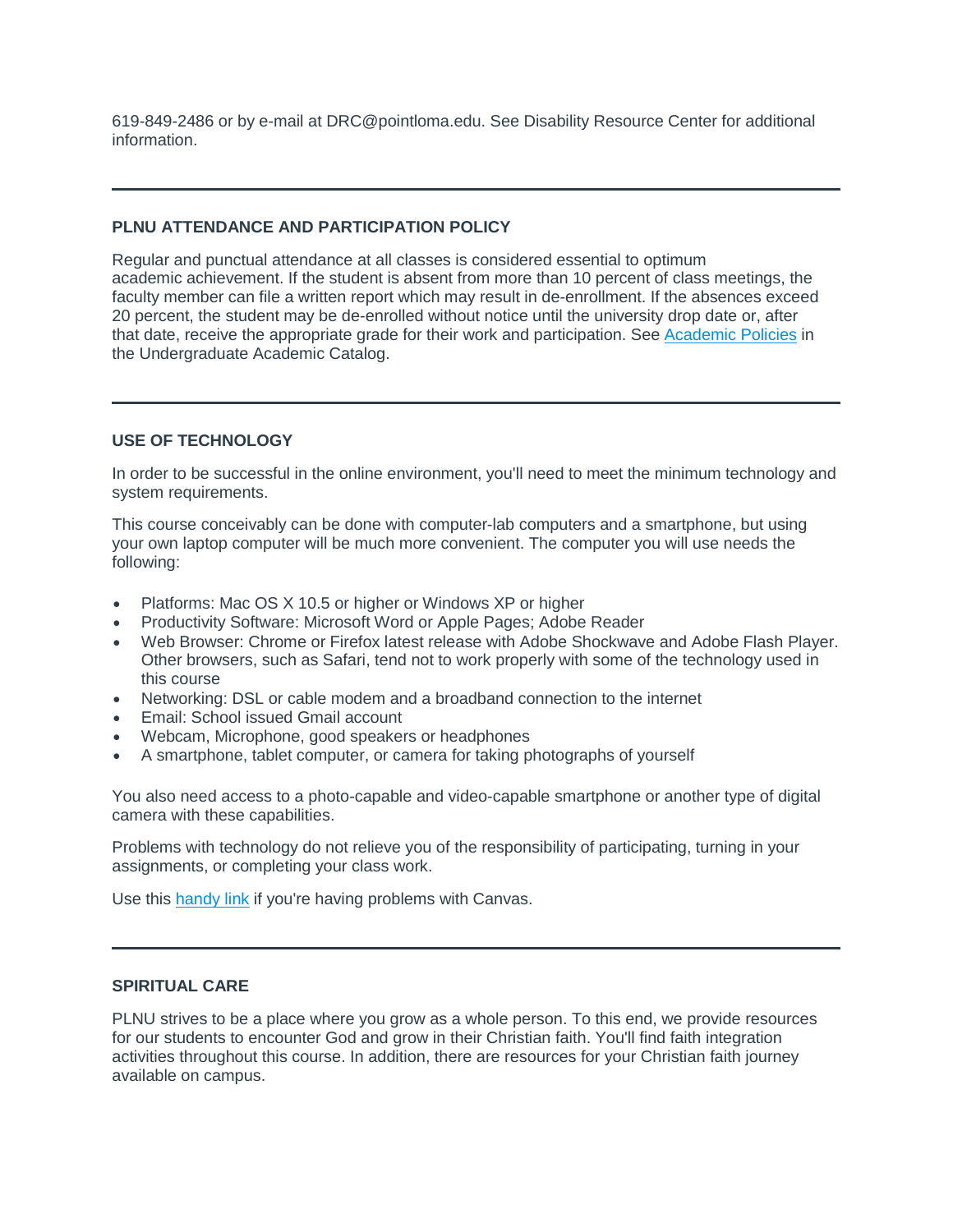619-849-2486 or by e-mail at DRC@pointloma.edu. See Disability Resource Center for additional information.

---

**PLNU ATTENDANCE AND PARTICIPATION POLICY**

Regular and punctual attendance at all classes is considered essential to optimum academic achievement. If the student is absent from more than 10 percent of class meetings, the faculty member can file a written report which may result in de-enrollment. If the absences exceed 20 percent, the student may be de-enrolled without notice until the university drop date or, after that date, receive the appropriate grade for their work and participation. See Academic Policies in the Undergraduate Academic Catalog.

---

**USE OF TECHNOLOGY**

In order to be successful in the online environment, you'll need to meet the minimum technology and system requirements.

This course conceivably can be done with computer-lab computers and a smartphone, but using your own laptop computer will be much more convenient. The computer you will use needs the following:

- Platforms: Mac OS X 10.5 or higher or Windows XP or higher
- Productivity Software: Microsoft Word or Apple Pages; Adobe Reader
- Web Browser: Chrome or Firefox latest release with Adobe Shockwave and Adobe Flash Player. Other browsers, such as Safari, tend not to work properly with some of the technology used in this course
- Networking: DSL or cable modem and a broadband connection to the internet
- Email: School issued Gmail account
- Webcam, Microphone, good speakers or headphones
- A smartphone, tablet computer, or camera for taking photographs of yourself

You also need access to a photo-capable and video-capable smartphone or another type of digital camera with these capabilities.

Problems with technology do not relieve you of the responsibility of participating, turning in your assignments, or completing your class work.

Use this handy link if you're having problems with Canvas.

---

**SPIRITUAL CARE**

PLNU strives to be a place where you grow as a whole person. To this end, we provide resources for our students to encounter God and grow in their Christian faith. You'll find faith integration activities throughout this course. In addition, there are resources for your Christian faith journey available on campus.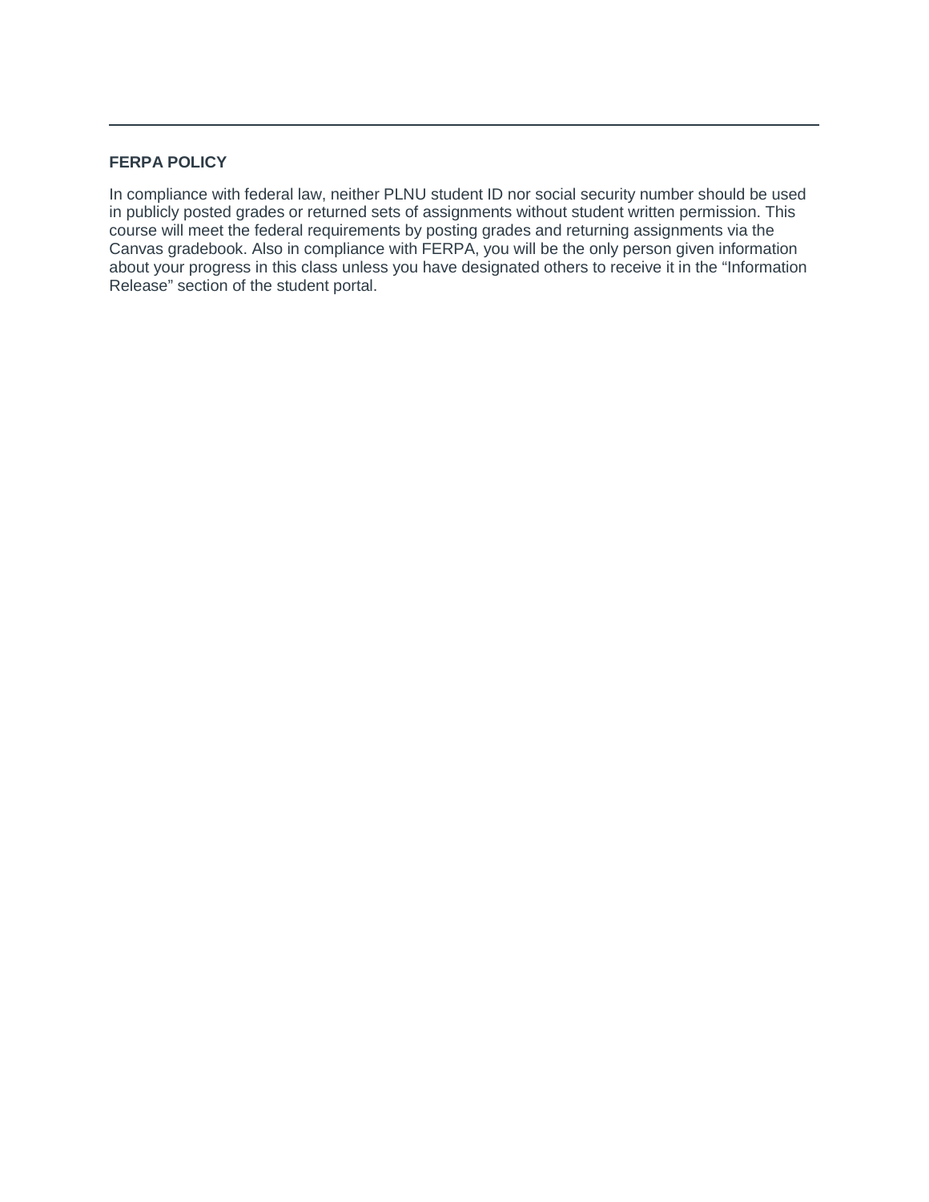---

**FERPA POLICY**

In compliance with federal law, neither PLNU student ID nor social security number should be used in publicly posted grades or returned sets of assignments without student written permission. This course will meet the federal requirements by posting grades and returning assignments via the Canvas gradebook. Also in compliance with FERPA, you will be the only person given information about your progress in this class unless you have designated others to receive it in the "Information Release" section of the student portal.